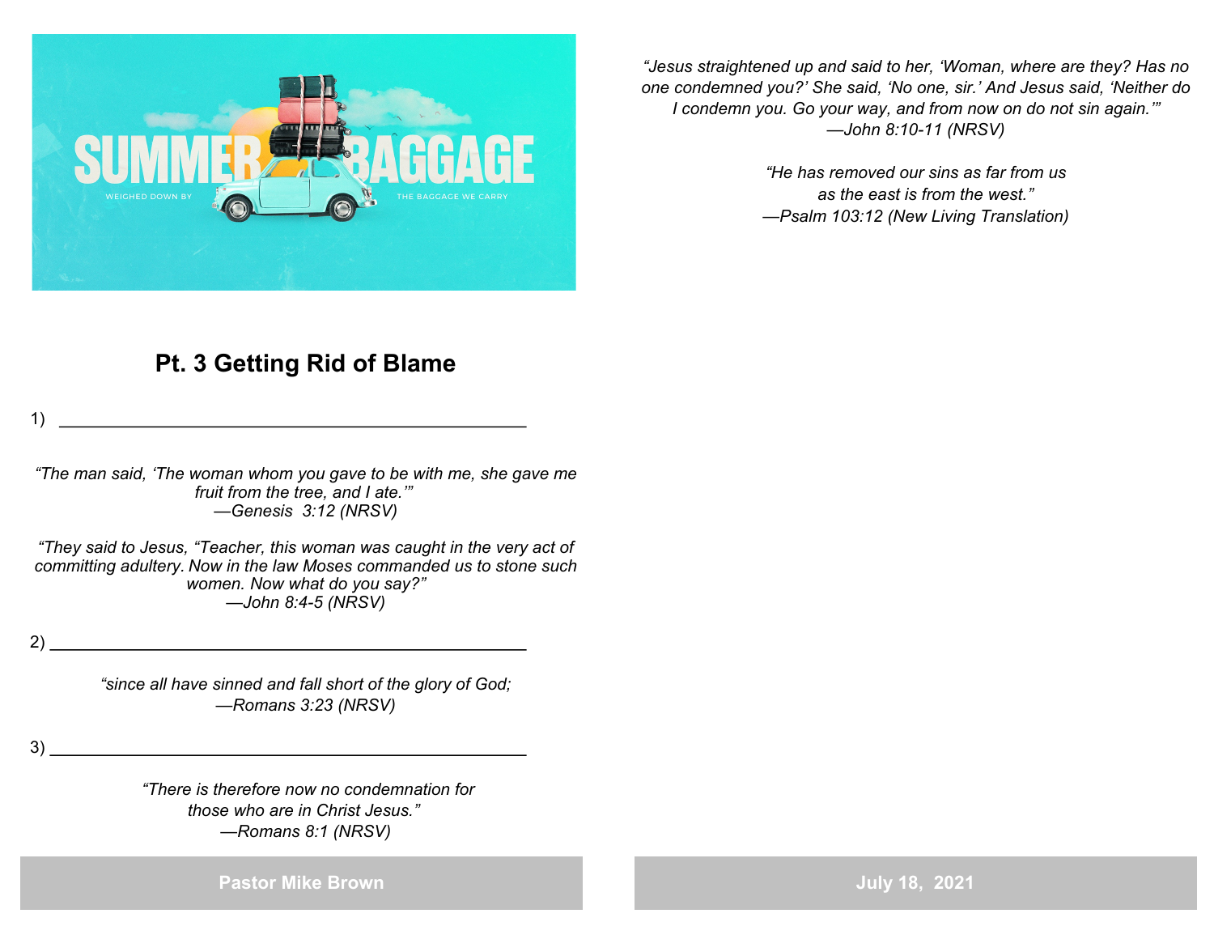SUMMER BAGGAGE

WEIGHED DOWN BY THE BAGGAGE WE CARRY

## Pt. 3 Getting Rid of Blame

1) ______________________________________________

*"The man said, 'The woman whom you gave to be with me, she gave me fruit from the tree, and I ate.'"*
*—Genesis 3:12 (NRSV)*

*"They said to Jesus, "Teacher, this woman was caught in the very act of committing adultery. Now in the law Moses commanded us to stone such women. Now what do you say?"*
*—John 8:4-5 (NRSV)*

2) ______________________________________________

*"since all have sinned and fall short of the glory of God;*
*—Romans 3:23 (NRSV)*

3) ______________________________________________

*"There is therefore now no condemnation for those who are in Christ Jesus."*
*—Romans 8:1 (NRSV)*

**Pastor Mike Brown**

*"Jesus straightened up and said to her, 'Woman, where are they? Has no one condemned you?' She said, 'No one, sir.' And Jesus said, 'Neither do I condemn you. Go your way, and from now on do not sin again.'"*
*—John 8:10-11 (NRSV)*

*"He has removed our sins as far from us as the east is from the west."*
*—Psalm 103:12 (New Living Translation)*

**July 18, 2021**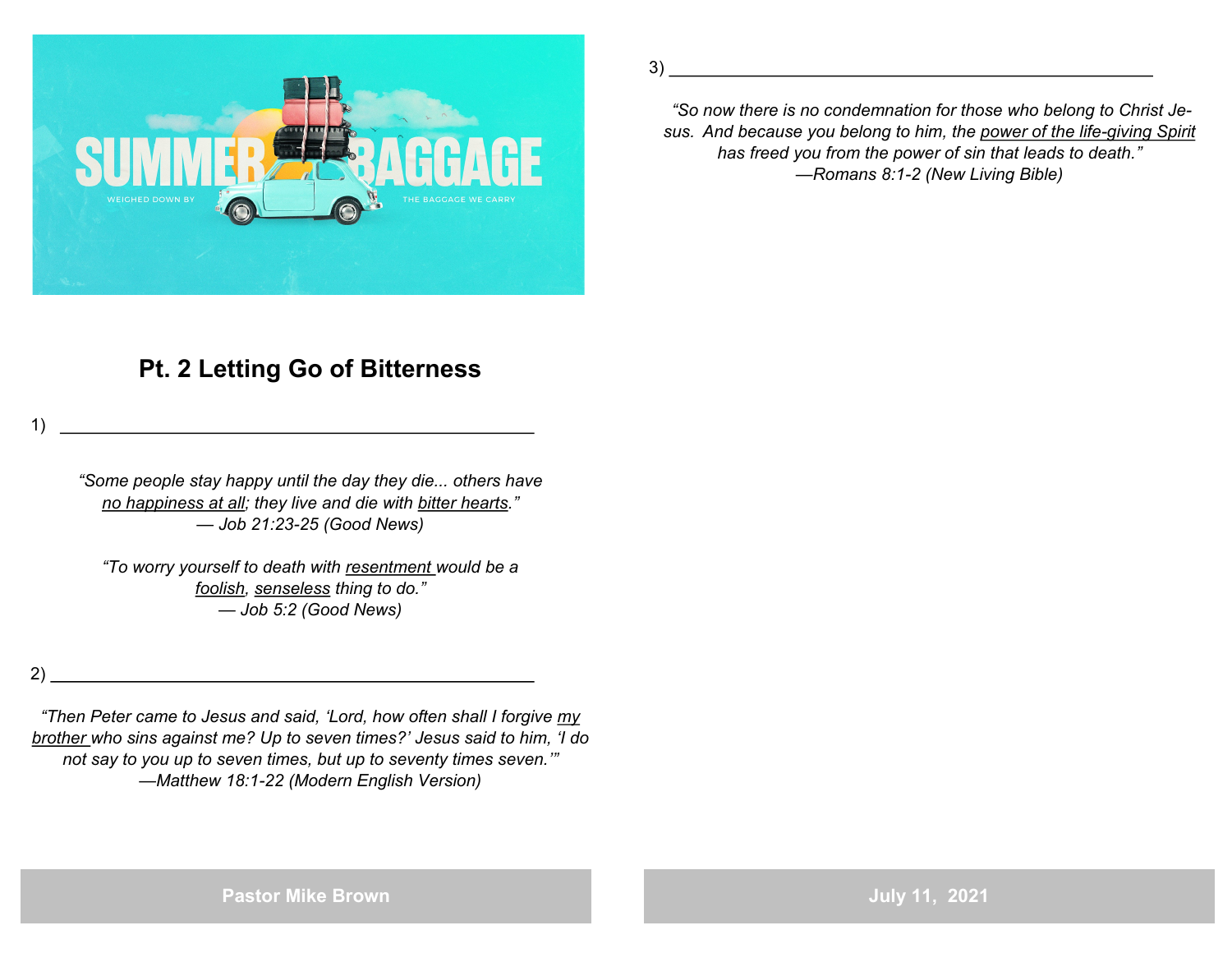SUMMER BAGGAGE

WEIGHED DOWN BY THE BAGGAGE WE CARRY

## Pt. 2 Letting Go of Bitterness

1) ______________________________________________

*"Some people stay happy until the day they die... others have <u>no happiness at all</u>; they live and die with <u>bitter hearts</u>."*
*— Job 21:23-25 (Good News)*

*"To worry yourself to death with <u>resentment</u> would be a <u>foolish</u>, <u>senseless</u> thing to do."*
*— Job 5:2 (Good News)*

2) ______________________________________________

*"Then Peter came to Jesus and said, 'Lord, how often shall I forgive <u>my brother</u> who sins against me? Up to seven times?' Jesus said to him, 'I do not say to you up to seven times, but up to seventy times seven.'"*
*—Matthew 18:1-22 (Modern English Version)*

3) ______________________________________________

*"So now there is no condemnation for those who belong to Christ Jesus. And because you belong to him, the <u>power of the life-giving Spirit</u> has freed you from the power of sin that leads to death."*
*—Romans 8:1-2 (New Living Bible)*

**Pastor Mike Brown**

**July 11, 2021**